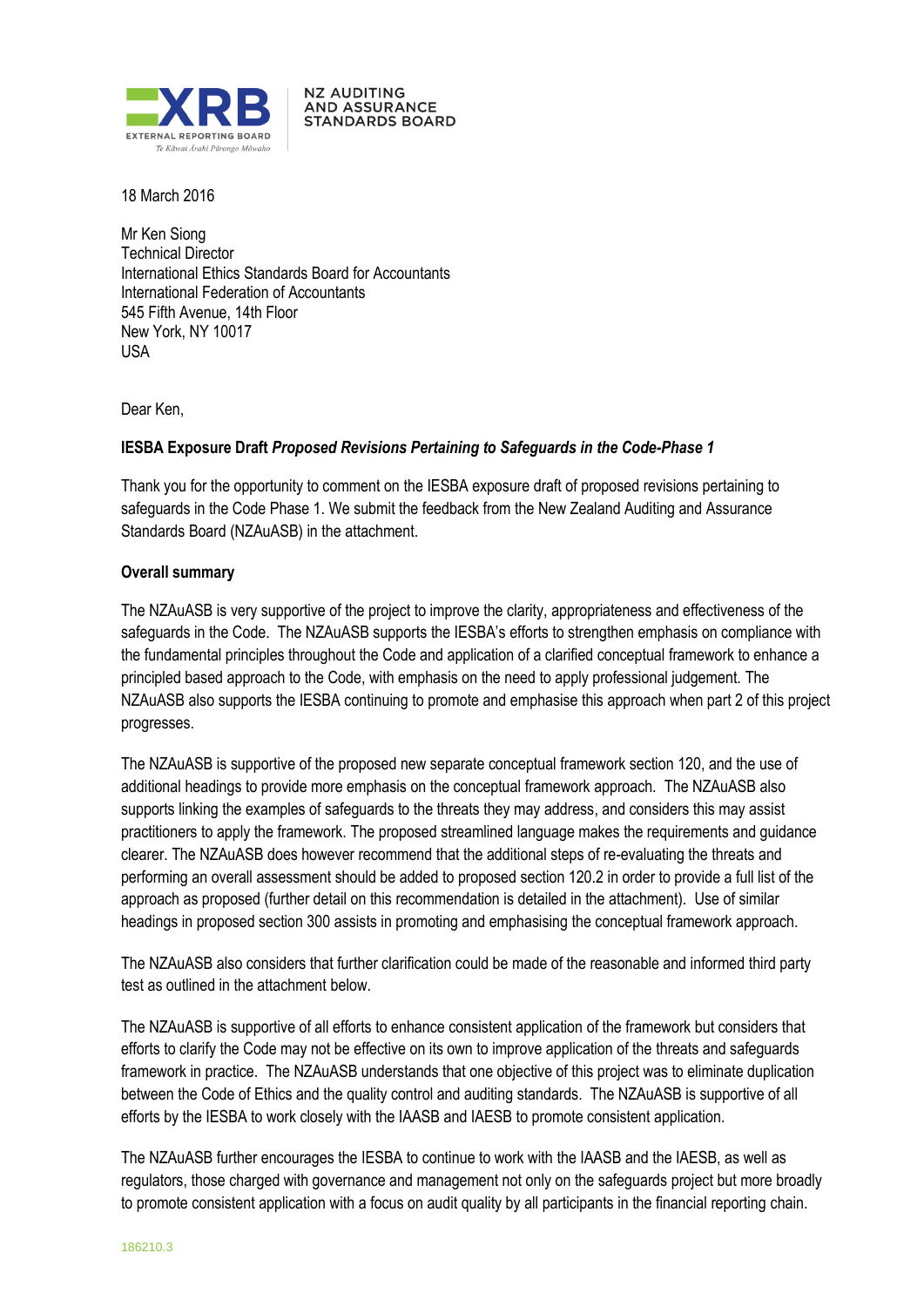XRB EXTERNAL REPORTING BOARD
Te Kāwai Ārahi Pūrongo Mōwaho

NZ AUDITING AND ASSURANCE STANDARDS BOARD

18 March 2016

Mr Ken Siong
Technical Director
International Ethics Standards Board for Accountants
International Federation of Accountants
545 Fifth Avenue, 14th Floor
New York, NY 10017
USA

Dear Ken,

**IESBA Exposure Draft *Proposed Revisions Pertaining to Safeguards in the Code-Phase 1***

Thank you for the opportunity to comment on the IESBA exposure draft of proposed revisions pertaining to safeguards in the Code Phase 1. We submit the feedback from the New Zealand Auditing and Assurance Standards Board (NZAuASB) in the attachment.

**Overall summary**

The NZAuASB is very supportive of the project to improve the clarity, appropriateness and effectiveness of the safeguards in the Code. The NZAuASB supports the IESBA's efforts to strengthen emphasis on compliance with the fundamental principles throughout the Code and application of a clarified conceptual framework to enhance a principled based approach to the Code, with emphasis on the need to apply professional judgement. The NZAuASB also supports the IESBA continuing to promote and emphasise this approach when part 2 of this project progresses.

The NZAuASB is supportive of the proposed new separate conceptual framework section 120, and the use of additional headings to provide more emphasis on the conceptual framework approach. The NZAuASB also supports linking the examples of safeguards to the threats they may address, and considers this may assist practitioners to apply the framework. The proposed streamlined language makes the requirements and guidance clearer. The NZAuASB does however recommend that the additional steps of re-evaluating the threats and performing an overall assessment should be added to proposed section 120.2 in order to provide a full list of the approach as proposed (further detail on this recommendation is detailed in the attachment). Use of similar headings in proposed section 300 assists in promoting and emphasising the conceptual framework approach.

The NZAuASB also considers that further clarification could be made of the reasonable and informed third party test as outlined in the attachment below.

The NZAuASB is supportive of all efforts to enhance consistent application of the framework but considers that efforts to clarify the Code may not be effective on its own to improve application of the threats and safeguards framework in practice. The NZAuASB understands that one objective of this project was to eliminate duplication between the Code of Ethics and the quality control and auditing standards. The NZAuASB is supportive of all efforts by the IESBA to work closely with the IAASB and IAESB to promote consistent application.

The NZAuASB further encourages the IESBA to continue to work with the IAASB and the IAESB, as well as regulators, those charged with governance and management not only on the safeguards project but more broadly to promote consistent application with a focus on audit quality by all participants in the financial reporting chain.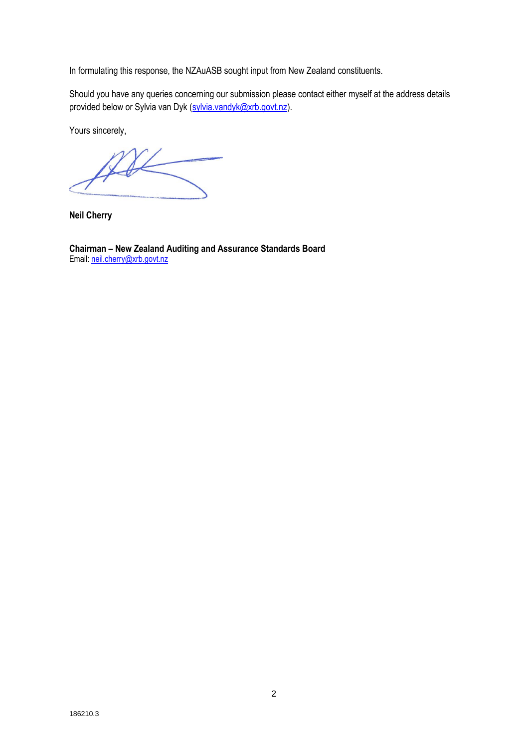In formulating this response, the NZAuASB sought input from New Zealand constituents.

Should you have any queries concerning our submission please contact either myself at the address details provided below or Sylvia van Dyk (sylvia.vandyk@xrb.govt.nz).

Yours sincerely,

**Neil Cherry**

**Chairman – New Zealand Auditing and Assurance Standards Board**
Email: neil.cherry@xrb.govt.nz

186210.3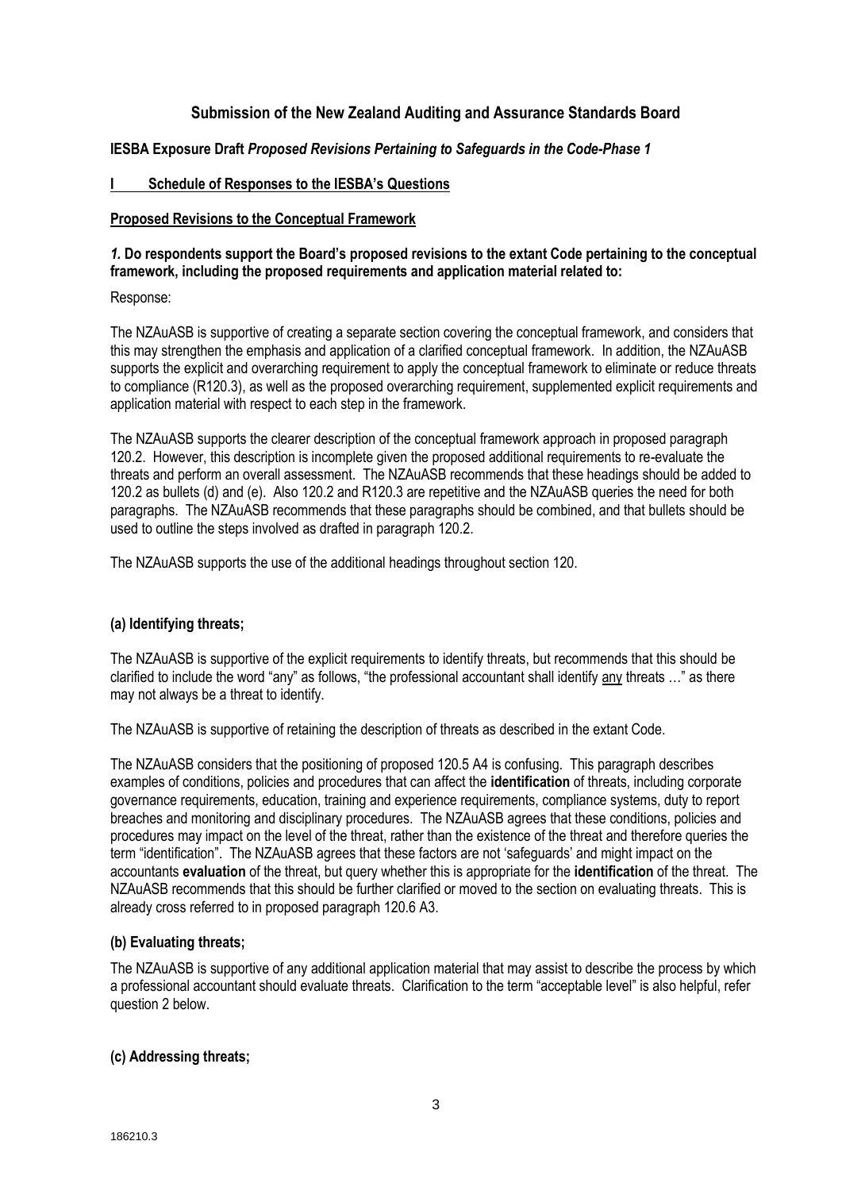## Submission of the New Zealand Auditing and Assurance Standards Board

**IESBA Exposure Draft *Proposed Revisions Pertaining to Safeguards in the Code-Phase 1***

### I Schedule of Responses to the IESBA's Questions

#### Proposed Revisions to the Conceptual Framework

***1.* Do respondents support the Board's proposed revisions to the extant Code pertaining to the conceptual framework, including the proposed requirements and application material related to:**

Response:

The NZAuASB is supportive of creating a separate section covering the conceptual framework, and considers that this may strengthen the emphasis and application of a clarified conceptual framework. In addition, the NZAuASB supports the explicit and overarching requirement to apply the conceptual framework to eliminate or reduce threats to compliance (R120.3), as well as the proposed overarching requirement, supplemented explicit requirements and application material with respect to each step in the framework.

The NZAuASB supports the clearer description of the conceptual framework approach in proposed paragraph 120.2. However, this description is incomplete given the proposed additional requirements to re-evaluate the threats and perform an overall assessment. The NZAuASB recommends that these headings should be added to 120.2 as bullets (d) and (e). Also 120.2 and R120.3 are repetitive and the NZAuASB queries the need for both paragraphs. The NZAuASB recommends that these paragraphs should be combined, and that bullets should be used to outline the steps involved as drafted in paragraph 120.2.

The NZAuASB supports the use of the additional headings throughout section 120.

#### (a) Identifying threats;

The NZAuASB is supportive of the explicit requirements to identify threats, but recommends that this should be clarified to include the word "any" as follows, "the professional accountant shall identify <u>any</u> threats …" as there may not always be a threat to identify.

The NZAuASB is supportive of retaining the description of threats as described in the extant Code.

The NZAuASB considers that the positioning of proposed 120.5 A4 is confusing. This paragraph describes examples of conditions, policies and procedures that can affect the **identification** of threats, including corporate governance requirements, education, training and experience requirements, compliance systems, duty to report breaches and monitoring and disciplinary procedures. The NZAuASB agrees that these conditions, policies and procedures may impact on the level of the threat, rather than the existence of the threat and therefore queries the term "identification". The NZAuASB agrees that these factors are not 'safeguards' and might impact on the accountants **evaluation** of the threat, but query whether this is appropriate for the **identification** of the threat. The NZAuASB recommends that this should be further clarified or moved to the section on evaluating threats. This is already cross referred to in proposed paragraph 120.6 A3.

#### (b) Evaluating threats;

The NZAuASB is supportive of any additional application material that may assist to describe the process by which a professional accountant should evaluate threats. Clarification to the term "acceptable level" is also helpful, refer question 2 below.

#### (c) Addressing threats;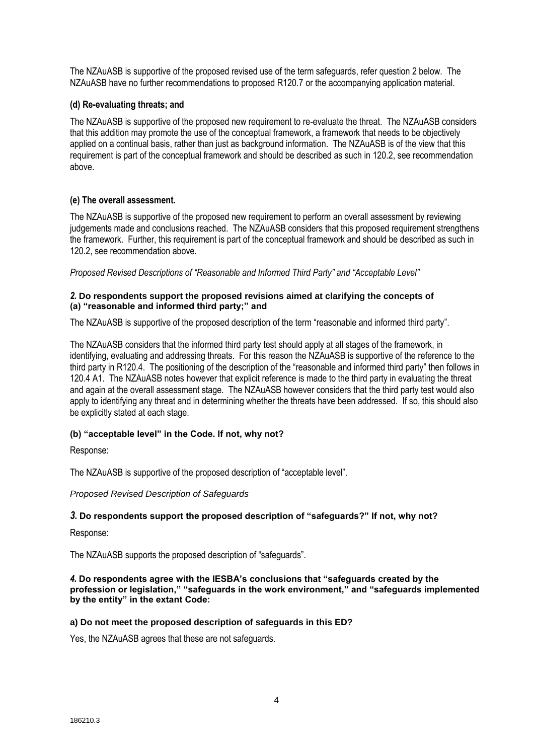The NZAuASB is supportive of the proposed revised use of the term safeguards, refer question 2 below. The NZAuASB have no further recommendations to proposed R120.7 or the accompanying application material.

**(d) Re-evaluating threats; and**

The NZAuASB is supportive of the proposed new requirement to re-evaluate the threat. The NZAuASB considers that this addition may promote the use of the conceptual framework, a framework that needs to be objectively applied on a continual basis, rather than just as background information. The NZAuASB is of the view that this requirement is part of the conceptual framework and should be described as such in 120.2, see recommendation above.

**(e) The overall assessment.**

The NZAuASB is supportive of the proposed new requirement to perform an overall assessment by reviewing judgements made and conclusions reached. The NZAuASB considers that this proposed requirement strengthens the framework. Further, this requirement is part of the conceptual framework and should be described as such in 120.2, see recommendation above.

*Proposed Revised Descriptions of "Reasonable and Informed Third Party" and "Acceptable Level"*

***2.*** **Do respondents support the proposed revisions aimed at clarifying the concepts of (a) "reasonable and informed third party;" and**

The NZAuASB is supportive of the proposed description of the term "reasonable and informed third party".

The NZAuASB considers that the informed third party test should apply at all stages of the framework, in identifying, evaluating and addressing threats. For this reason the NZAuASB is supportive of the reference to the third party in R120.4. The positioning of the description of the "reasonable and informed third party" then follows in 120.4 A1. The NZAuASB notes however that explicit reference is made to the third party in evaluating the threat and again at the overall assessment stage. The NZAuASB however considers that the third party test would also apply to identifying any threat and in determining whether the threats have been addressed. If so, this should also be explicitly stated at each stage.

**(b) "acceptable level" in the Code. If not, why not?**

Response:

The NZAuASB is supportive of the proposed description of "acceptable level".

*Proposed Revised Description of Safeguards*

***3.*** **Do respondents support the proposed description of "safeguards?" If not, why not?**

Response:

The NZAuASB supports the proposed description of "safeguards".

***4.*** **Do respondents agree with the IESBA's conclusions that "safeguards created by the profession or legislation," "safeguards in the work environment," and "safeguards implemented by the entity" in the extant Code:**

**a) Do not meet the proposed description of safeguards in this ED?**

Yes, the NZAuASB agrees that these are not safeguards.

186210.3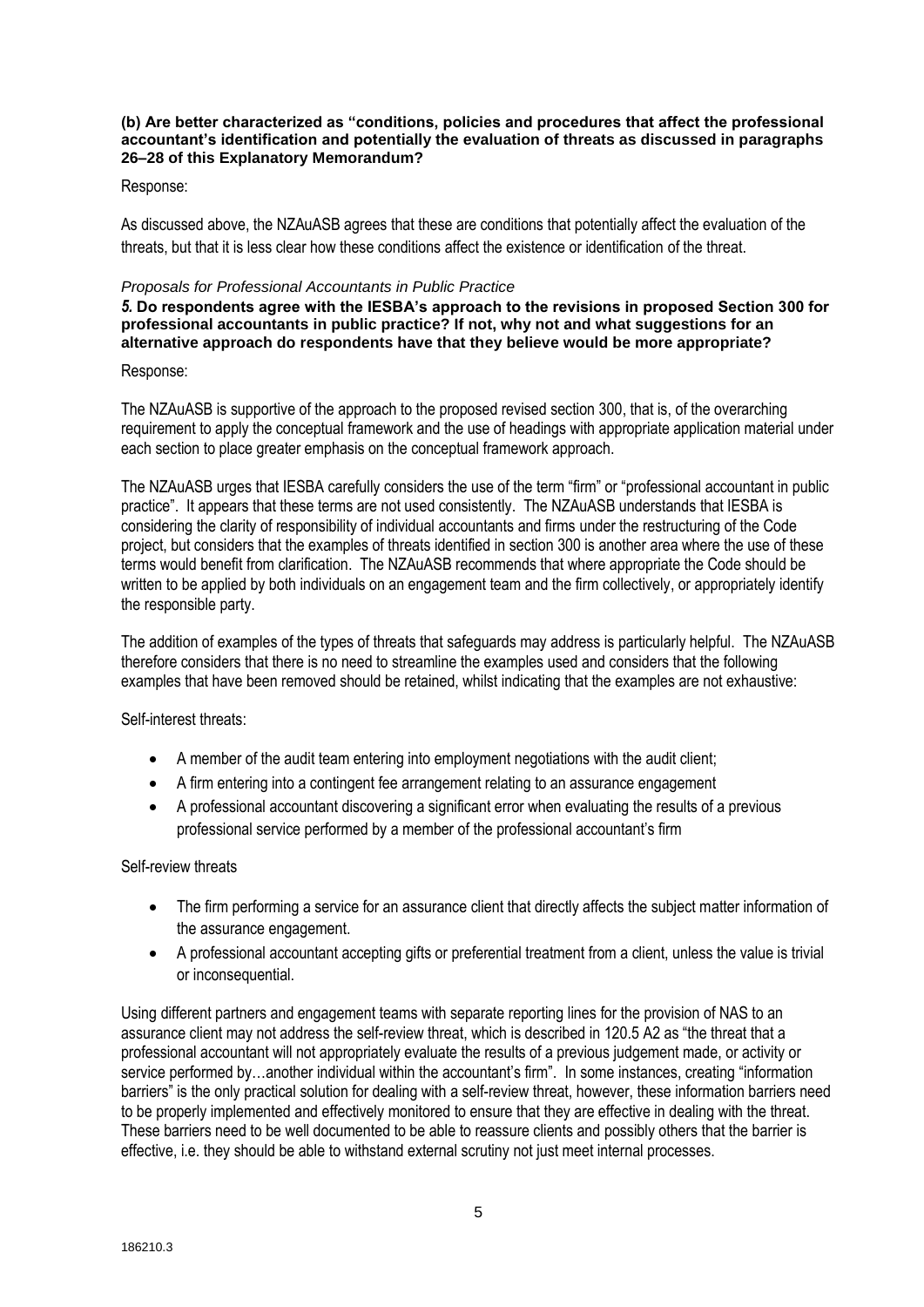**(b) Are better characterized as "conditions, policies and procedures that affect the professional accountant's identification and potentially the evaluation of threats as discussed in paragraphs 26–28 of this Explanatory Memorandum?**

Response:

As discussed above, the NZAuASB agrees that these are conditions that potentially affect the evaluation of the threats, but that it is less clear how these conditions affect the existence or identification of the threat.

*Proposals for Professional Accountants in Public Practice*

***5.* Do respondents agree with the IESBA's approach to the revisions in proposed Section 300 for professional accountants in public practice? If not, why not and what suggestions for an alternative approach do respondents have that they believe would be more appropriate?**

Response:

The NZAuASB is supportive of the approach to the proposed revised section 300, that is, of the overarching requirement to apply the conceptual framework and the use of headings with appropriate application material under each section to place greater emphasis on the conceptual framework approach.

The NZAuASB urges that IESBA carefully considers the use of the term "firm" or "professional accountant in public practice". It appears that these terms are not used consistently. The NZAuASB understands that IESBA is considering the clarity of responsibility of individual accountants and firms under the restructuring of the Code project, but considers that the examples of threats identified in section 300 is another area where the use of these terms would benefit from clarification. The NZAuASB recommends that where appropriate the Code should be written to be applied by both individuals on an engagement team and the firm collectively, or appropriately identify the responsible party.

The addition of examples of the types of threats that safeguards may address is particularly helpful. The NZAuASB therefore considers that there is no need to streamline the examples used and considers that the following examples that have been removed should be retained, whilst indicating that the examples are not exhaustive:

Self-interest threats:

- A member of the audit team entering into employment negotiations with the audit client;
- A firm entering into a contingent fee arrangement relating to an assurance engagement
- A professional accountant discovering a significant error when evaluating the results of a previous professional service performed by a member of the professional accountant's firm

Self-review threats

- The firm performing a service for an assurance client that directly affects the subject matter information of the assurance engagement.
- A professional accountant accepting gifts or preferential treatment from a client, unless the value is trivial or inconsequential.

Using different partners and engagement teams with separate reporting lines for the provision of NAS to an assurance client may not address the self-review threat, which is described in 120.5 A2 as "the threat that a professional accountant will not appropriately evaluate the results of a previous judgement made, or activity or service performed by…another individual within the accountant's firm". In some instances, creating "information barriers" is the only practical solution for dealing with a self-review threat, however, these information barriers need to be properly implemented and effectively monitored to ensure that they are effective in dealing with the threat. These barriers need to be well documented to be able to reassure clients and possibly others that the barrier is effective, i.e. they should be able to withstand external scrutiny not just meet internal processes.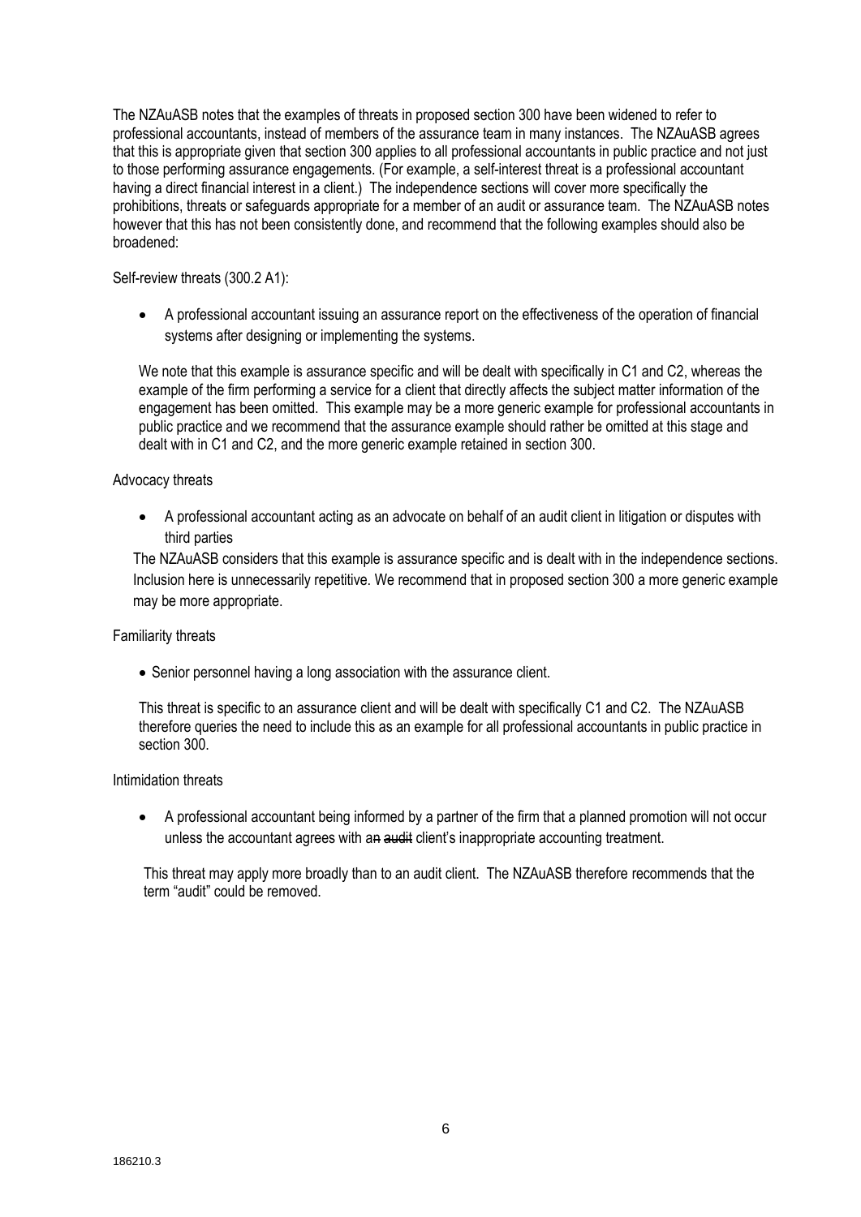The NZAuASB notes that the examples of threats in proposed section 300 have been widened to refer to professional accountants, instead of members of the assurance team in many instances. The NZAuASB agrees that this is appropriate given that section 300 applies to all professional accountants in public practice and not just to those performing assurance engagements. (For example, a self-interest threat is a professional accountant having a direct financial interest in a client.) The independence sections will cover more specifically the prohibitions, threats or safeguards appropriate for a member of an audit or assurance team. The NZAuASB notes however that this has not been consistently done, and recommend that the following examples should also be broadened:

Self-review threats (300.2 A1):

- A professional accountant issuing an assurance report on the effectiveness of the operation of financial systems after designing or implementing the systems.

We note that this example is assurance specific and will be dealt with specifically in C1 and C2, whereas the example of the firm performing a service for a client that directly affects the subject matter information of the engagement has been omitted. This example may be a more generic example for professional accountants in public practice and we recommend that the assurance example should rather be omitted at this stage and dealt with in C1 and C2, and the more generic example retained in section 300.

Advocacy threats

- A professional accountant acting as an advocate on behalf of an audit client in litigation or disputes with third parties

The NZAuASB considers that this example is assurance specific and is dealt with in the independence sections. Inclusion here is unnecessarily repetitive. We recommend that in proposed section 300 a more generic example may be more appropriate.

Familiarity threats

- Senior personnel having a long association with the assurance client.

This threat is specific to an assurance client and will be dealt with specifically C1 and C2. The NZAuASB therefore queries the need to include this as an example for all professional accountants in public practice in section 300.

Intimidation threats

- A professional accountant being informed by a partner of the firm that a planned promotion will not occur unless the accountant agrees with a~~n~~ ~~audit~~ client's inappropriate accounting treatment.

This threat may apply more broadly than to an audit client. The NZAuASB therefore recommends that the term "audit" could be removed.